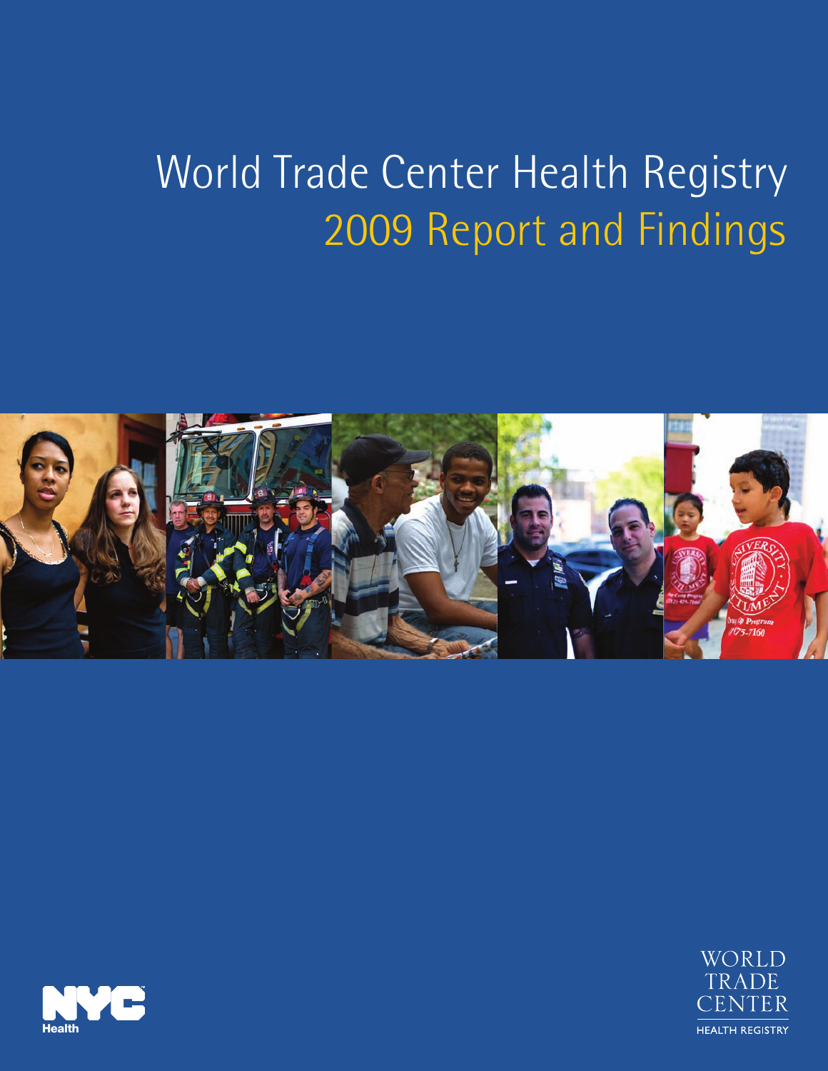# World Trade Center Health Registry

## 2009 Report and Findings

NYC Health

WORLD TRADE CENTER HEALTH REGISTRY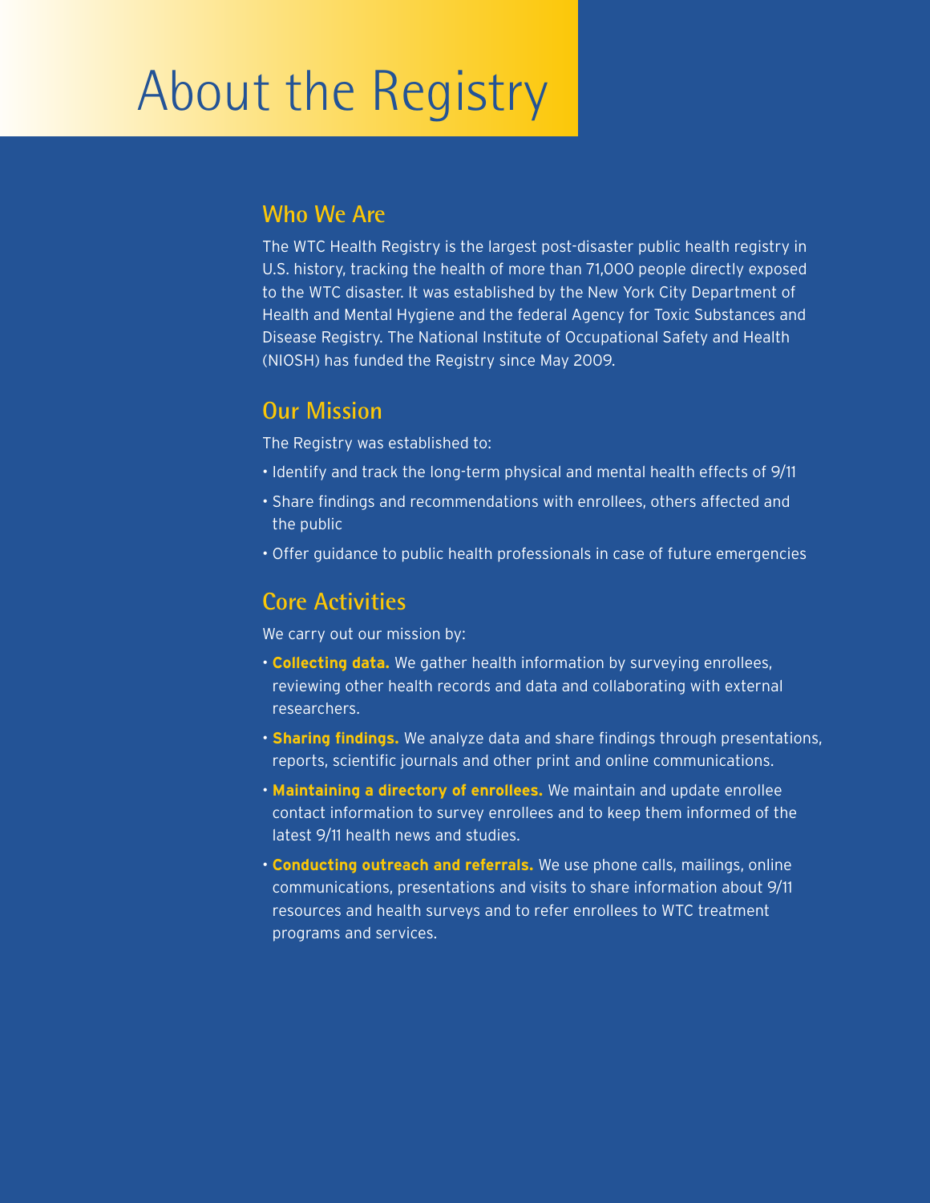# About the Registry

## Who We Are

The WTC Health Registry is the largest post-disaster public health registry in U.S. history, tracking the health of more than 71,000 people directly exposed to the WTC disaster. It was established by the New York City Department of Health and Mental Hygiene and the federal Agency for Toxic Substances and Disease Registry. The National Institute of Occupational Safety and Health (NIOSH) has funded the Registry since May 2009.

## Our Mission

The Registry was established to:

- Identify and track the long-term physical and mental health effects of 9/11
- Share findings and recommendations with enrollees, others affected and the public
- Offer guidance to public health professionals in case of future emergencies

## Core Activities

We carry out our mission by:

- **Collecting data.** We gather health information by surveying enrollees, reviewing other health records and data and collaborating with external researchers.
- **Sharing findings.** We analyze data and share findings through presentations, reports, scientific journals and other print and online communications.
- **Maintaining a directory of enrollees.** We maintain and update enrollee contact information to survey enrollees and to keep them informed of the latest 9/11 health news and studies.
- **Conducting outreach and referrals.** We use phone calls, mailings, online communications, presentations and visits to share information about 9/11 resources and health surveys and to refer enrollees to WTC treatment programs and services.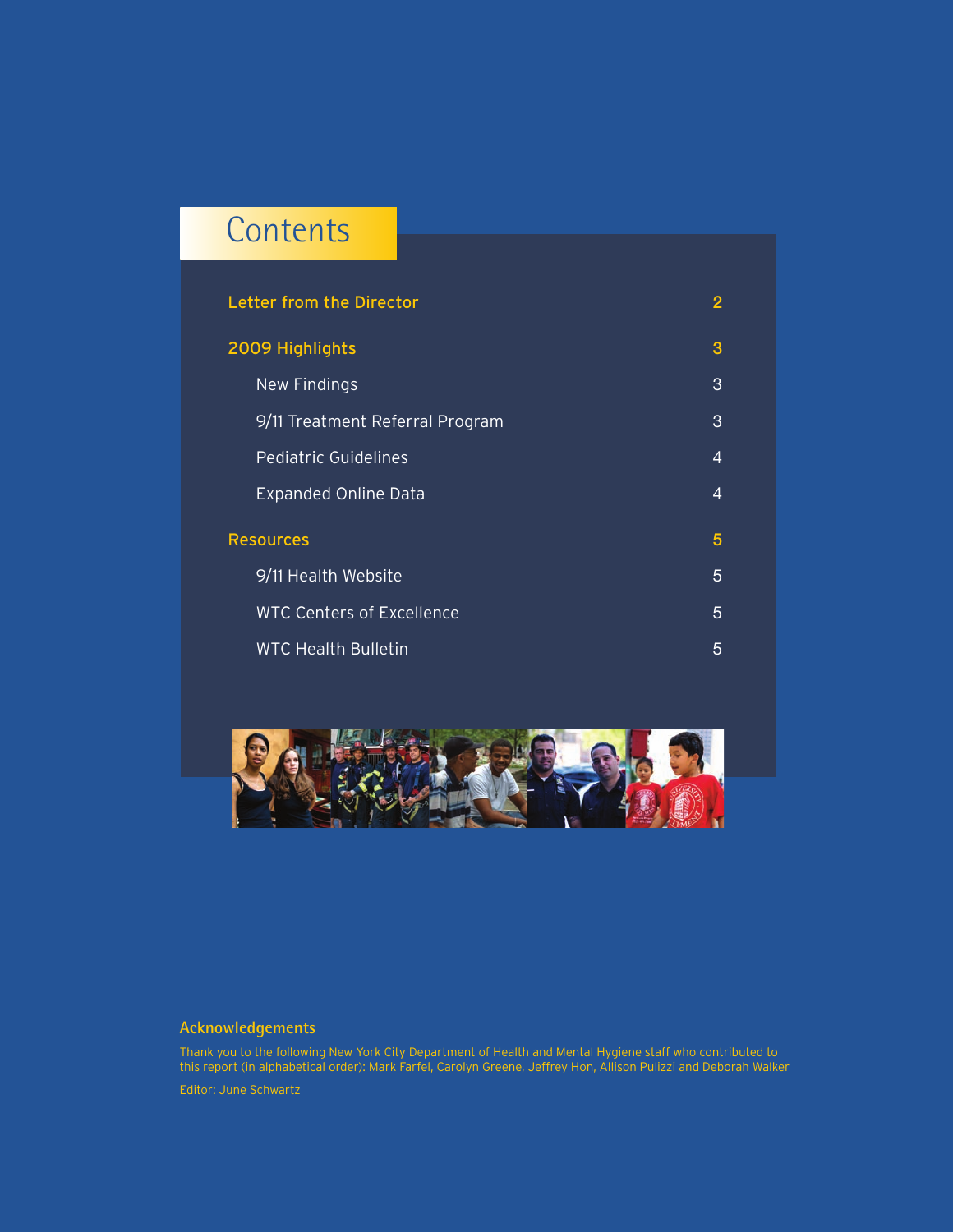# Contents

| | |
|---|---|
| **Letter from the Director** | **2** |
| **2009 Highlights** | **3** |
| New Findings | 3 |
| 9/11 Treatment Referral Program | 3 |
| Pediatric Guidelines | 4 |
| Expanded Online Data | 4 |
| **Resources** | **5** |
| 9/11 Health Website | 5 |
| WTC Centers of Excellence | 5 |
| WTC Health Bulletin | 5 |

## Acknowledgements

Thank you to the following New York City Department of Health and Mental Hygiene staff who contributed to this report (in alphabetical order): Mark Farfel, Carolyn Greene, Jeffrey Hon, Allison Pulizzi and Deborah Walker

Editor: June Schwartz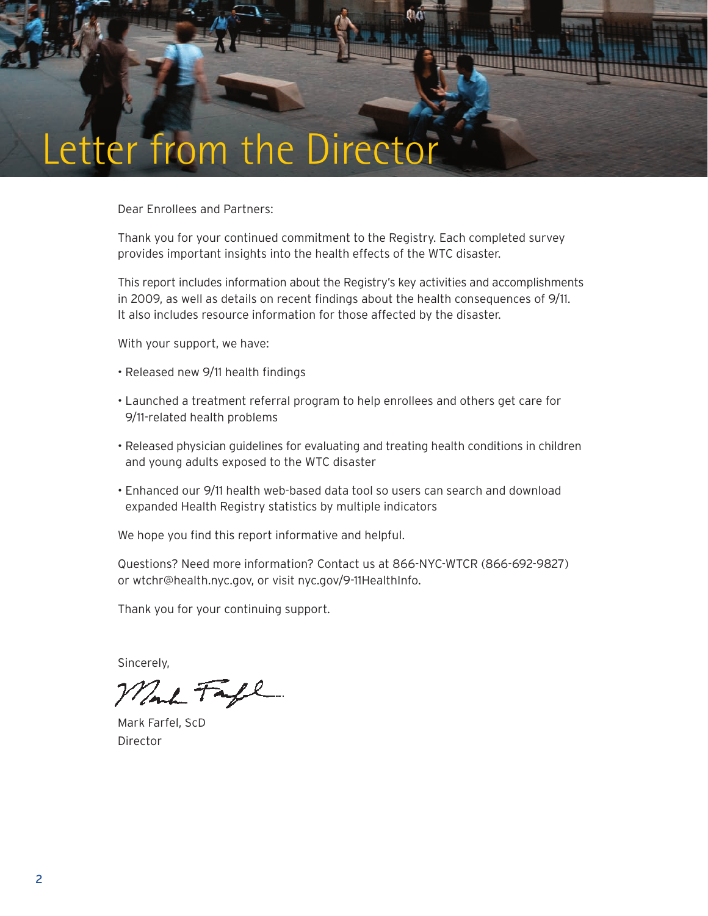# Letter from the Director

Dear Enrollees and Partners:

Thank you for your continued commitment to the Registry. Each completed survey provides important insights into the health effects of the WTC disaster.

This report includes information about the Registry's key activities and accomplishments in 2009, as well as details on recent findings about the health consequences of 9/11. It also includes resource information for those affected by the disaster.

With your support, we have:

- Released new 9/11 health findings
- Launched a treatment referral program to help enrollees and others get care for 9/11-related health problems
- Released physician guidelines for evaluating and treating health conditions in children and young adults exposed to the WTC disaster
- Enhanced our 9/11 health web-based data tool so users can search and download expanded Health Registry statistics by multiple indicators

We hope you find this report informative and helpful.

Questions? Need more information? Contact us at 866-NYC-WTCR (866-692-9827) or wtchr@health.nyc.gov, or visit nyc.gov/9-11HealthInfo.

Thank you for your continuing support.

Sincerely,

Mark Farfel, ScD
Director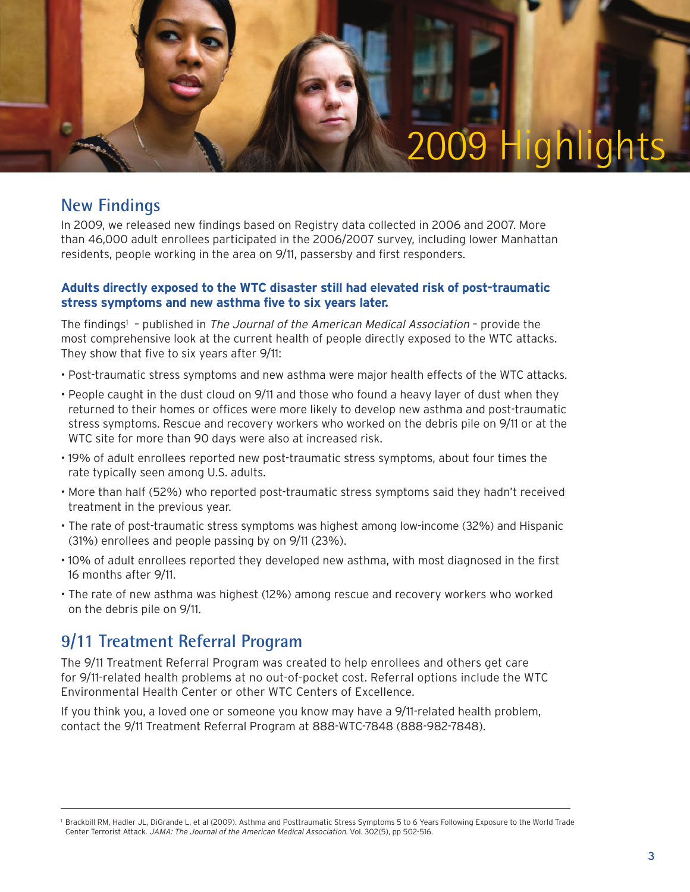# 2009 Highlights

## New Findings

In 2009, we released new findings based on Registry data collected in 2006 and 2007. More than 46,000 adult enrollees participated in the 2006/2007 survey, including lower Manhattan residents, people working in the area on 9/11, passersby and first responders.

### Adults directly exposed to the WTC disaster still had elevated risk of post-traumatic stress symptoms and new asthma five to six years later.

The findings[1] – published in *The Journal of the American Medical Association* – provide the most comprehensive look at the current health of people directly exposed to the WTC attacks. They show that five to six years after 9/11:

- Post-traumatic stress symptoms and new asthma were major health effects of the WTC attacks.
- People caught in the dust cloud on 9/11 and those who found a heavy layer of dust when they returned to their homes or offices were more likely to develop new asthma and post-traumatic stress symptoms. Rescue and recovery workers who worked on the debris pile on 9/11 or at the WTC site for more than 90 days were also at increased risk.
- 19% of adult enrollees reported new post-traumatic stress symptoms, about four times the rate typically seen among U.S. adults.
- More than half (52%) who reported post-traumatic stress symptoms said they hadn't received treatment in the previous year.
- The rate of post-traumatic stress symptoms was highest among low-income (32%) and Hispanic (31%) enrollees and people passing by on 9/11 (23%).
- 10% of adult enrollees reported they developed new asthma, with most diagnosed in the first 16 months after 9/11.
- The rate of new asthma was highest (12%) among rescue and recovery workers who worked on the debris pile on 9/11.

## 9/11 Treatment Referral Program

The 9/11 Treatment Referral Program was created to help enrollees and others get care for 9/11-related health problems at no out-of-pocket cost. Referral options include the WTC Environmental Health Center or other WTC Centers of Excellence.

If you think you, a loved one or someone you know may have a 9/11-related health problem, contact the 9/11 Treatment Referral Program at 888-WTC-7848 (888-982-7848).

---

[1] Brackbill RM, Hadler JL, DiGrande L, et al (2009). Asthma and Posttraumatic Stress Symptoms 5 to 6 Years Following Exposure to the World Trade Center Terrorist Attack. *JAMA: The Journal of the American Medical Association.* Vol. 302(5), pp 502-516.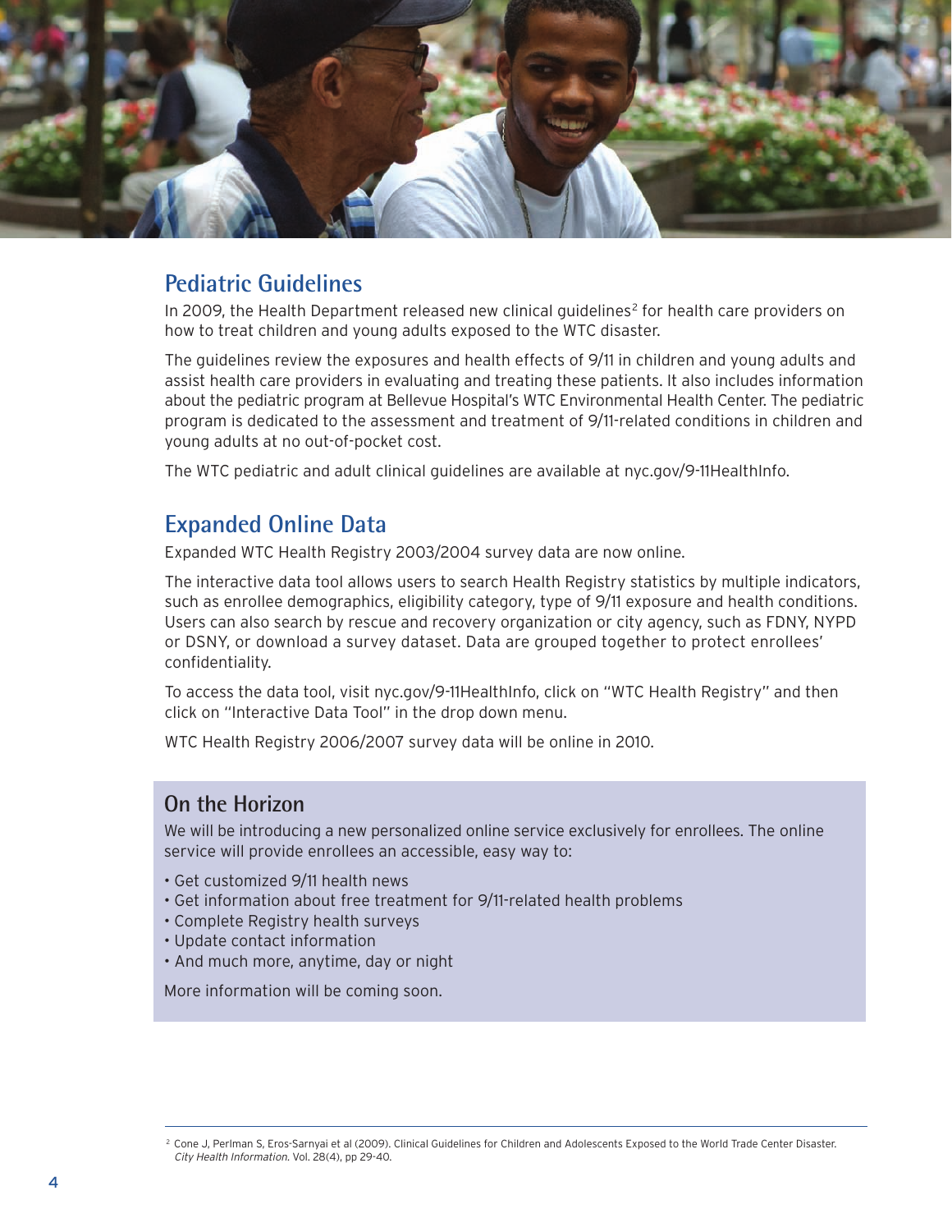## Pediatric Guidelines

In 2009, the Health Department released new clinical guidelines[2] for health care providers on how to treat children and young adults exposed to the WTC disaster.

The guidelines review the exposures and health effects of 9/11 in children and young adults and assist health care providers in evaluating and treating these patients. It also includes information about the pediatric program at Bellevue Hospital's WTC Environmental Health Center. The pediatric program is dedicated to the assessment and treatment of 9/11-related conditions in children and young adults at no out-of-pocket cost.

The WTC pediatric and adult clinical guidelines are available at nyc.gov/9-11HealthInfo.

## Expanded Online Data

Expanded WTC Health Registry 2003/2004 survey data are now online.

The interactive data tool allows users to search Health Registry statistics by multiple indicators, such as enrollee demographics, eligibility category, type of 9/11 exposure and health conditions. Users can also search by rescue and recovery organization or city agency, such as FDNY, NYPD or DSNY, or download a survey dataset. Data are grouped together to protect enrollees' confidentiality.

To access the data tool, visit nyc.gov/9-11HealthInfo, click on "WTC Health Registry" and then click on "Interactive Data Tool" in the drop down menu.

WTC Health Registry 2006/2007 survey data will be online in 2010.

## On the Horizon

We will be introducing a new personalized online service exclusively for enrollees. The online service will provide enrollees an accessible, easy way to:

- Get customized 9/11 health news
- Get information about free treatment for 9/11-related health problems
- Complete Registry health surveys
- Update contact information
- And much more, anytime, day or night

More information will be coming soon.

---

[2] Cone J, Perlman S, Eros-Sarnyai et al (2009). Clinical Guidelines for Children and Adolescents Exposed to the World Trade Center Disaster. *City Health Information.* Vol. 28(4), pp 29-40.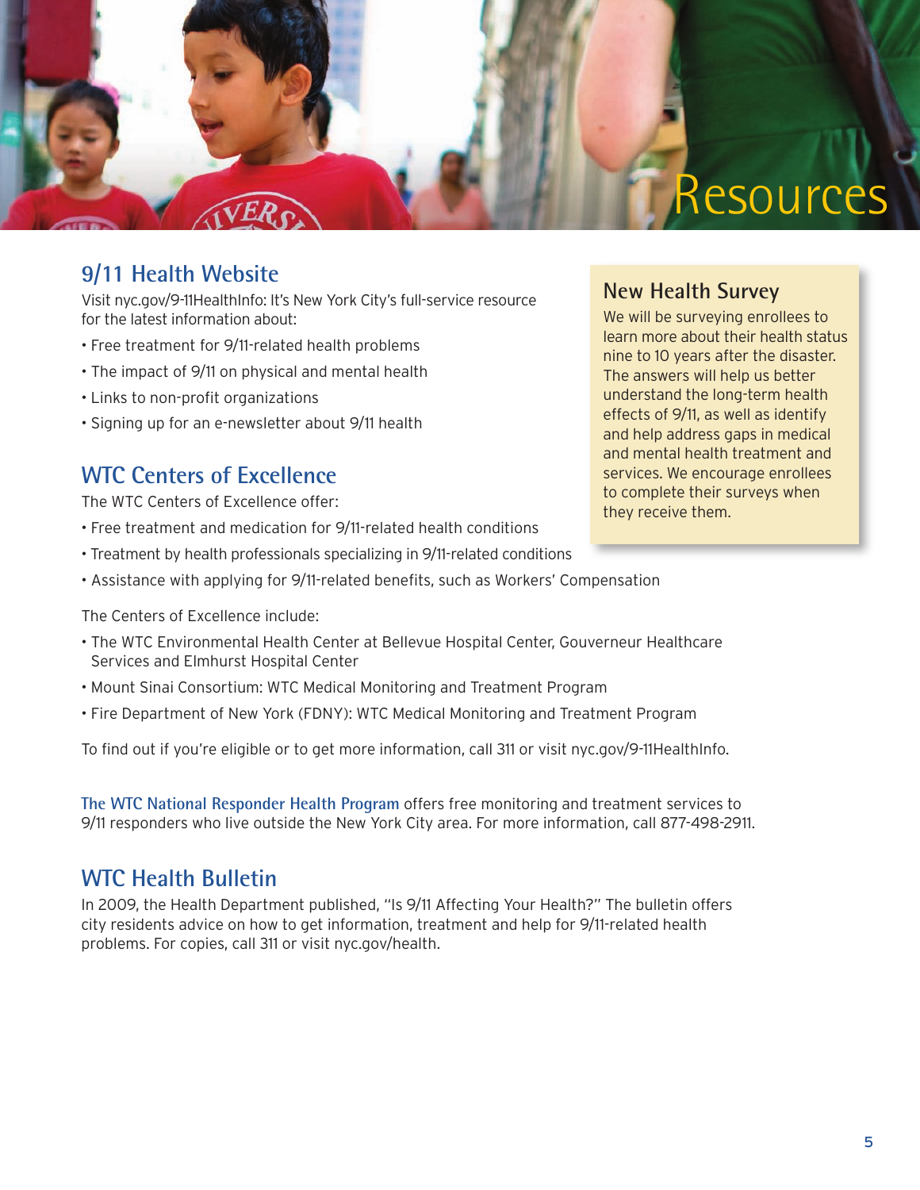# Resources

## 9/11 Health Website

Visit nyc.gov/9-11HealthInfo: It's New York City's full-service resource for the latest information about:

- Free treatment for 9/11-related health problems
- The impact of 9/11 on physical and mental health
- Links to non-profit organizations
- Signing up for an e-newsletter about 9/11 health

## WTC Centers of Excellence

The WTC Centers of Excellence offer:

- Free treatment and medication for 9/11-related health conditions
- Treatment by health professionals specializing in 9/11-related conditions
- Assistance with applying for 9/11-related benefits, such as Workers' Compensation

The Centers of Excellence include:

- The WTC Environmental Health Center at Bellevue Hospital Center, Gouverneur Healthcare Services and Elmhurst Hospital Center
- Mount Sinai Consortium: WTC Medical Monitoring and Treatment Program
- Fire Department of New York (FDNY): WTC Medical Monitoring and Treatment Program

To find out if you're eligible or to get more information, call 311 or visit nyc.gov/9-11HealthInfo.

**The WTC National Responder Health Program** offers free monitoring and treatment services to 9/11 responders who live outside the New York City area. For more information, call 877-498-2911.

## WTC Health Bulletin

In 2009, the Health Department published, "Is 9/11 Affecting Your Health?" The bulletin offers city residents advice on how to get information, treatment and help for 9/11-related health problems. For copies, call 311 or visit nyc.gov/health.

## New Health Survey

We will be surveying enrollees to learn more about their health status nine to 10 years after the disaster. The answers will help us better understand the long-term health effects of 9/11, as well as identify and help address gaps in medical and mental health treatment and services. We encourage enrollees to complete their surveys when they receive them.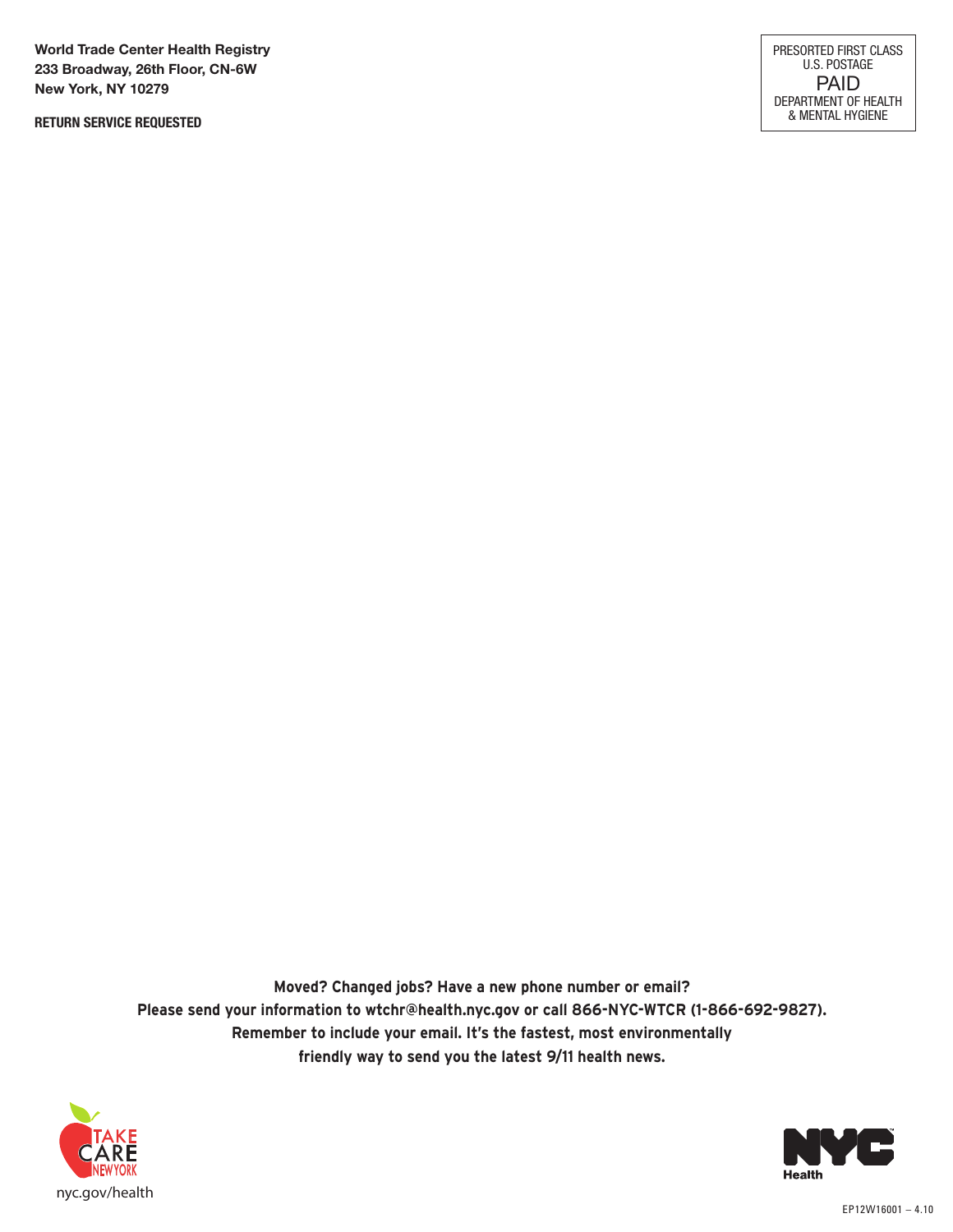**World Trade Center Health Registry**
**233 Broadway, 26th Floor, CN-6W**
**New York, NY 10279**

**RETURN SERVICE REQUESTED**

PRESORTED FIRST CLASS
U.S. POSTAGE
PAID
DEPARTMENT OF HEALTH
& MENTAL HYGIENE

**Moved? Changed jobs? Have a new phone number or email?**
**Please send your information to wtchr@health.nyc.gov or call 866-NYC-WTCR (1-866-692-9827).**
**Remember to include your email. It's the fastest, most environmentally friendly way to send you the latest 9/11 health news.**

TAKE CARE NEW YORK
nyc.gov/health

NYC Health

EP12W16001 – 4.10